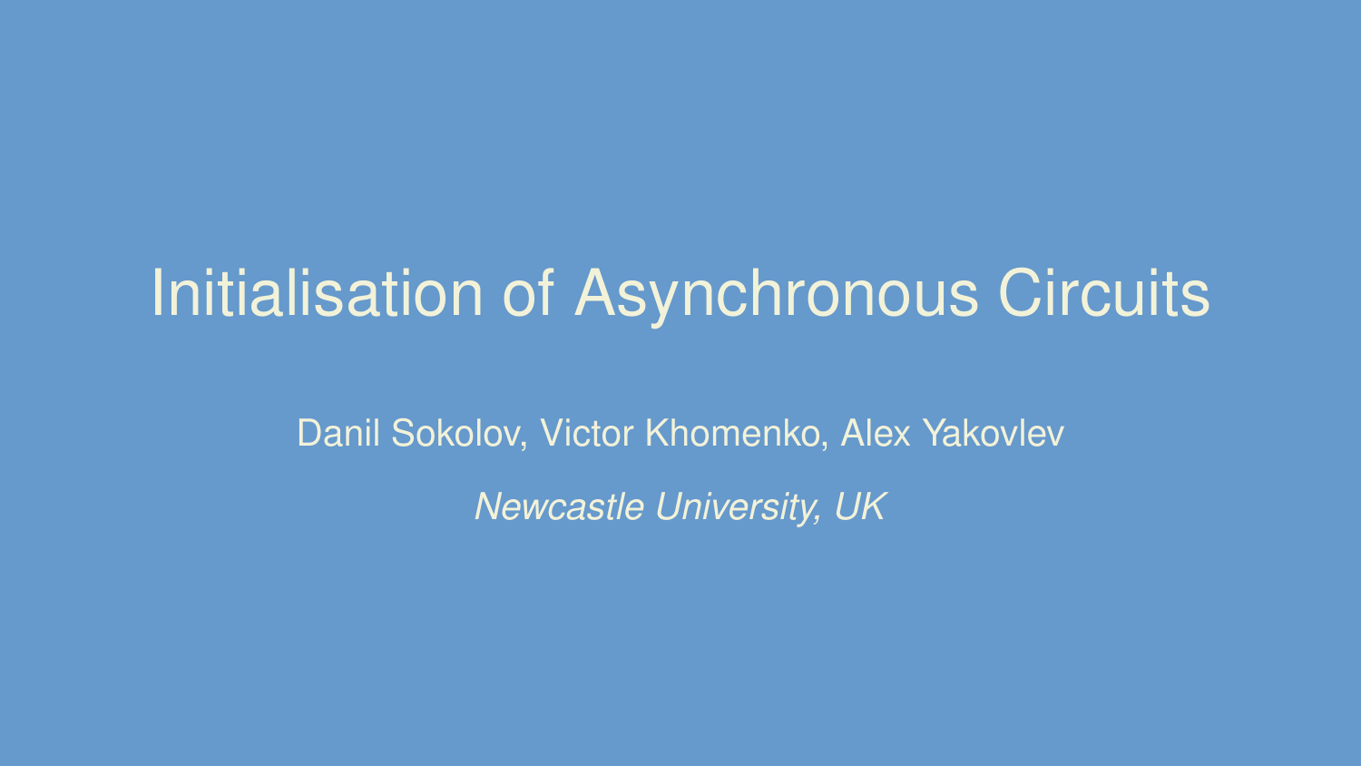# Initialisation of Asynchronous Circuits

Danil Sokolov, Victor Khomenko, Alex Yakovlev

*Newcastle University, UK*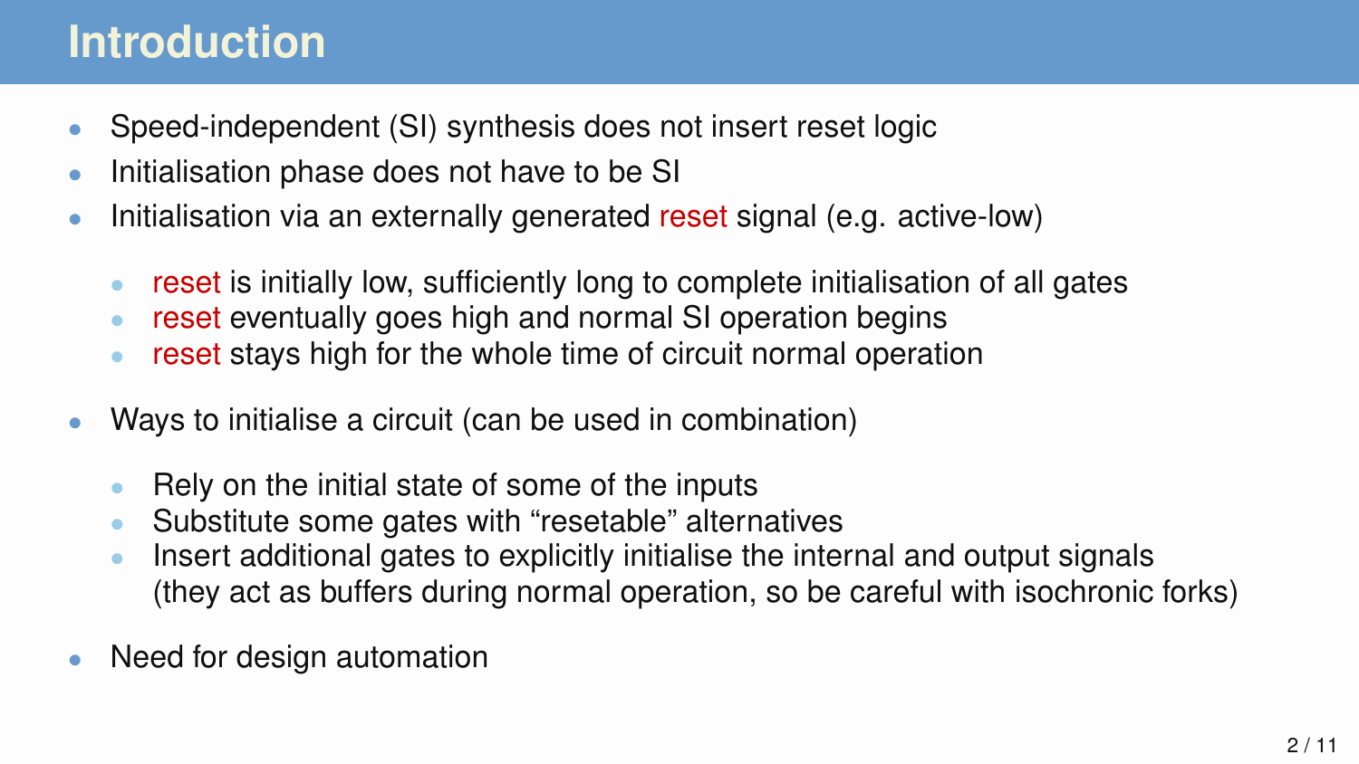# Introduction

- Speed-independent (SI) synthesis does not insert reset logic
- Initialisation phase does not have to be SI
- Initialisation via an externally generated reset signal (e.g. active-low)
  - reset is initially low, sufficiently long to complete initialisation of all gates
  - reset eventually goes high and normal SI operation begins
  - reset stays high for the whole time of circuit normal operation
- Ways to initialise a circuit (can be used in combination)
  - Rely on the initial state of some of the inputs
  - Substitute some gates with “resetable” alternatives
  - Insert additional gates to explicitly initialise the internal and output signals (they act as buffers during normal operation, so be careful with isochronic forks)
- Need for design automation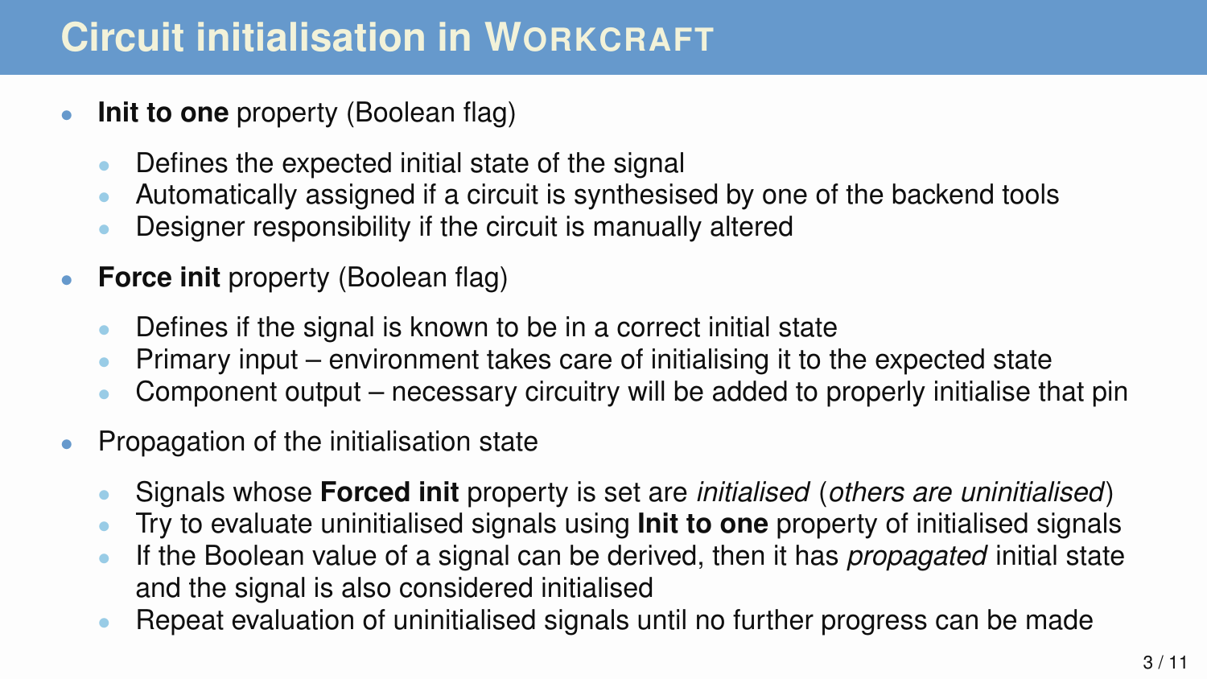# Circuit initialisation in WORKCRAFT

- **Init to one** property (Boolean flag)
  - Defines the expected initial state of the signal
  - Automatically assigned if a circuit is synthesised by one of the backend tools
  - Designer responsibility if the circuit is manually altered
- **Force init** property (Boolean flag)
  - Defines if the signal is known to be in a correct initial state
  - Primary input – environment takes care of initialising it to the expected state
  - Component output – necessary circuitry will be added to properly initialise that pin
- Propagation of the initialisation state
  - Signals whose **Forced init** property is set are *initialised* (*others are uninitialised*)
  - Try to evaluate uninitialised signals using **Init to one** property of initialised signals
  - If the Boolean value of a signal can be derived, then it has *propagated* initial state and the signal is also considered initialised
  - Repeat evaluation of uninitialised signals until no further progress can be made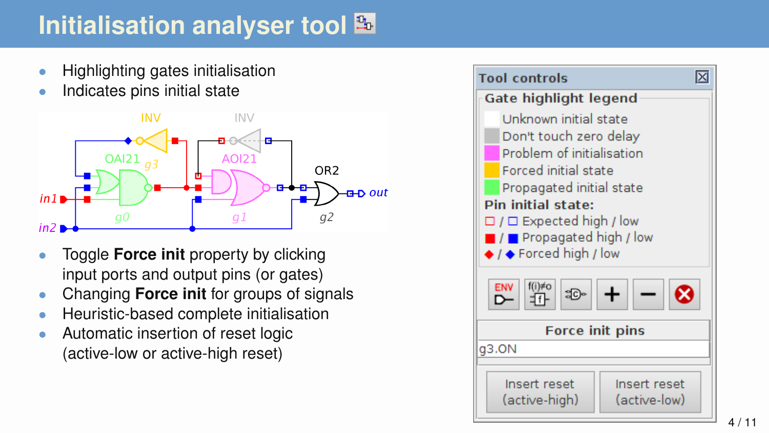# Initialisation analyser tool

- Highlighting gates initialisation
- Indicates pins initial state

INV INV OAI21 g3 AOI21 OR2 in1 in2 g0 g1 g2 out

- Toggle **Force init** property by clicking input ports and output pins (or gates)
- Changing **Force init** for groups of signals
- Heuristic-based complete initialisation
- Automatic insertion of reset logic (active-low or active-high reset)

**Tool controls**

**Gate highlight legend**

- Unknown initial state
- Don't touch zero delay
- Problem of initialisation
- Forced initial state
- Propagated initial state

**Pin initial state:**

- □ / □ Expected high / low
- ■ / ■ Propagated high / low
- ◆ / ◆ Forced high / low

**Force init pins**

g3.ON

Insert reset (active-high) | Insert reset (active-low)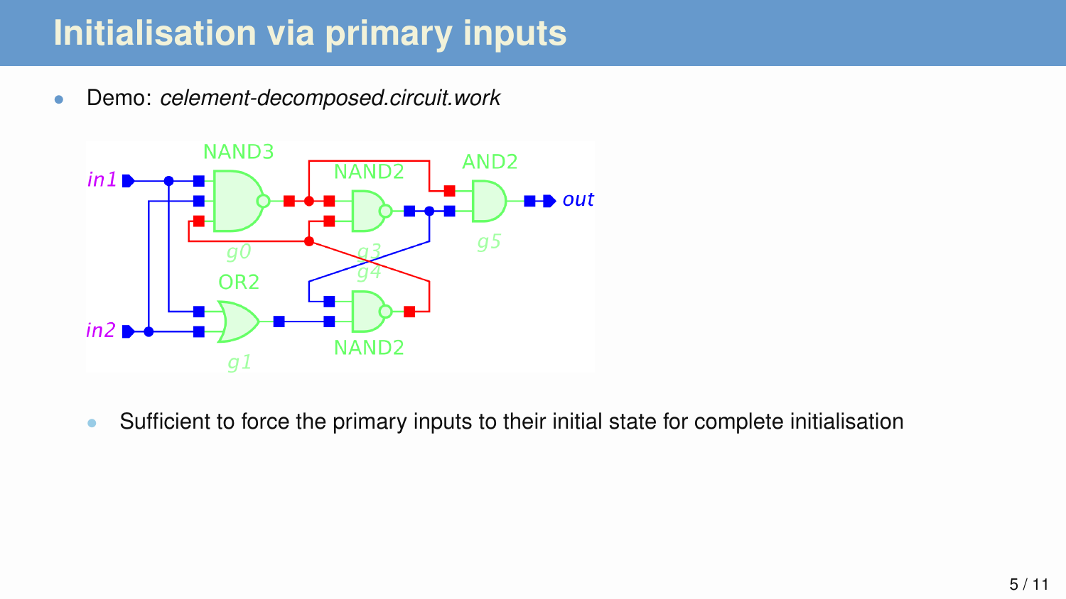# Initialisation via primary inputs

- Demo: *celement-decomposed.circuit.work*

  - Sufficient to force the primary inputs to their initial state for complete initialisation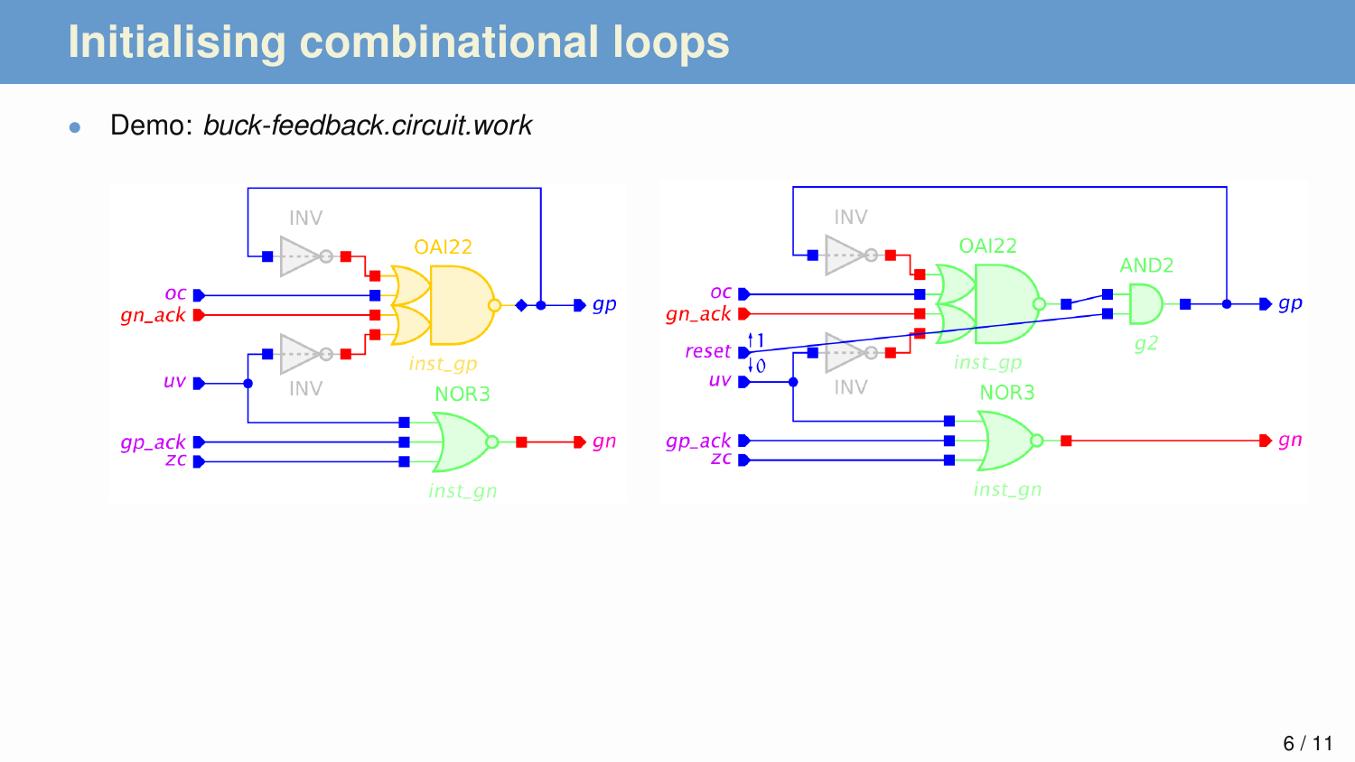# Initialising combinational loops

- Demo: *buck-feedback.circuit.work*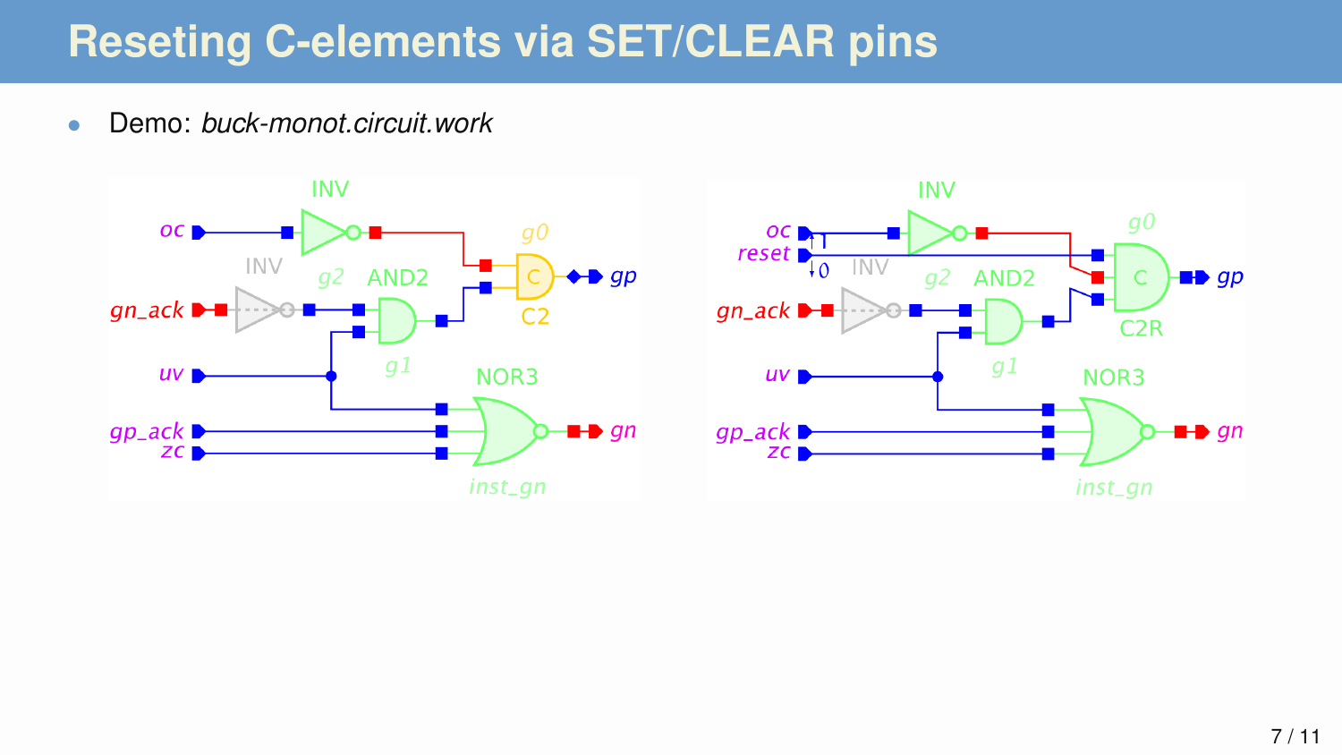# Reseting C-elements via SET/CLEAR pins

- Demo: *buck-monot.circuit.work*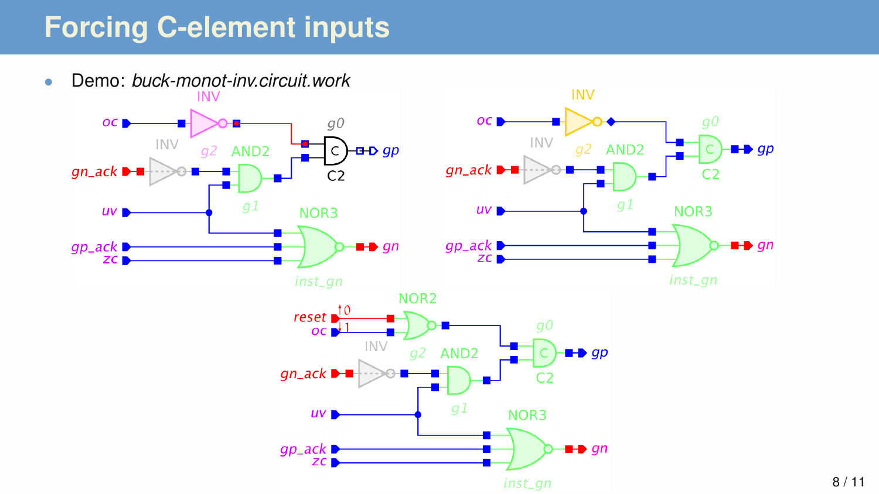# Forcing C-element inputs

- Demo: *buck-monot-inv.circuit.work*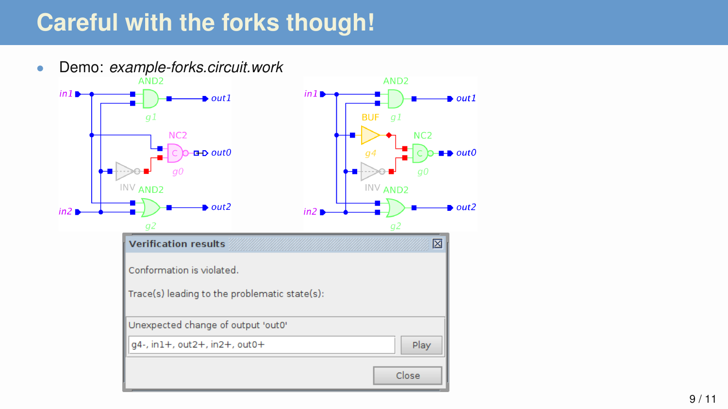# Careful with the forks though!

- Demo: *example-forks.circuit.work*

**Verification results**

Conformation is violated.

Trace(s) leading to the problematic state(s):

Unexpected change of output 'out0'

g4-, in1+, out2+, in2+, out0+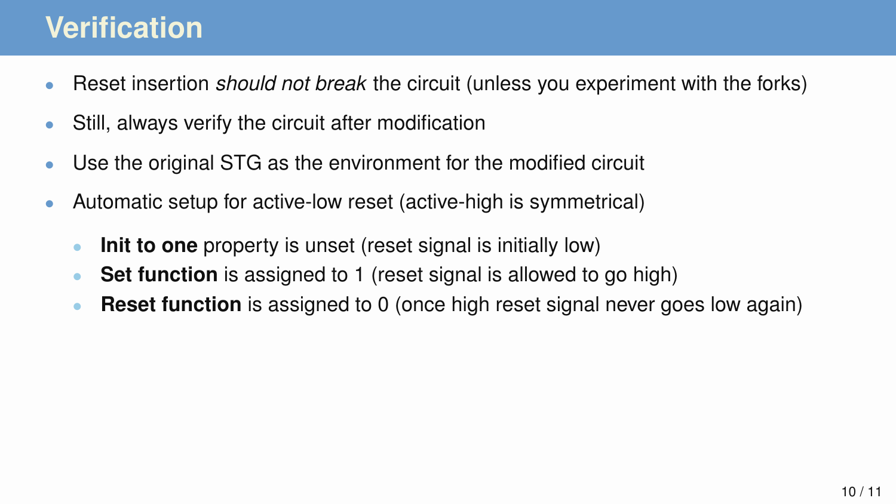# Verification

- Reset insertion *should not break* the circuit (unless you experiment with the forks)
- Still, always verify the circuit after modification
- Use the original STG as the environment for the modified circuit
- Automatic setup for active-low reset (active-high is symmetrical)
  - **Init to one** property is unset (reset signal is initially low)
  - **Set function** is assigned to 1 (reset signal is allowed to go high)
  - **Reset function** is assigned to 0 (once high reset signal never goes low again)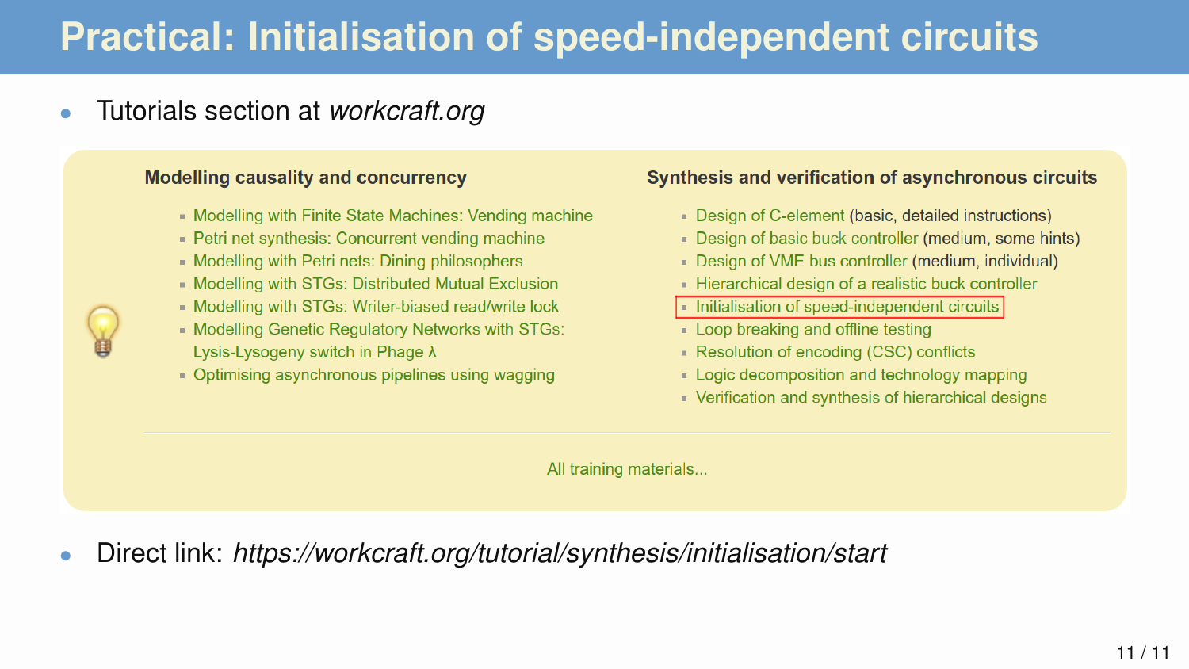# Practical: Initialisation of speed-independent circuits

- Tutorials section at *workcraft.org*

**Modelling causality and concurrency**

- Modelling with Finite State Machines: Vending machine
- Petri net synthesis: Concurrent vending machine
- Modelling with Petri nets: Dining philosophers
- Modelling with STGs: Distributed Mutual Exclusion
- Modelling with STGs: Writer-biased read/write lock
- Modelling Genetic Regulatory Networks with STGs: Lysis-Lysogeny switch in Phage λ
- Optimising asynchronous pipelines using wagging

**Synthesis and verification of asynchronous circuits**

- Design of C-element (basic, detailed instructions)
- Design of basic buck controller (medium, some hints)
- Design of VME bus controller (medium, individual)
- Hierarchical design of a realistic buck controller
- Initialisation of speed-independent circuits
- Loop breaking and offline testing
- Resolution of encoding (CSC) conflicts
- Logic decomposition and technology mapping
- Verification and synthesis of hierarchical designs

All training materials...

- Direct link: *https://workcraft.org/tutorial/synthesis/initialisation/start*